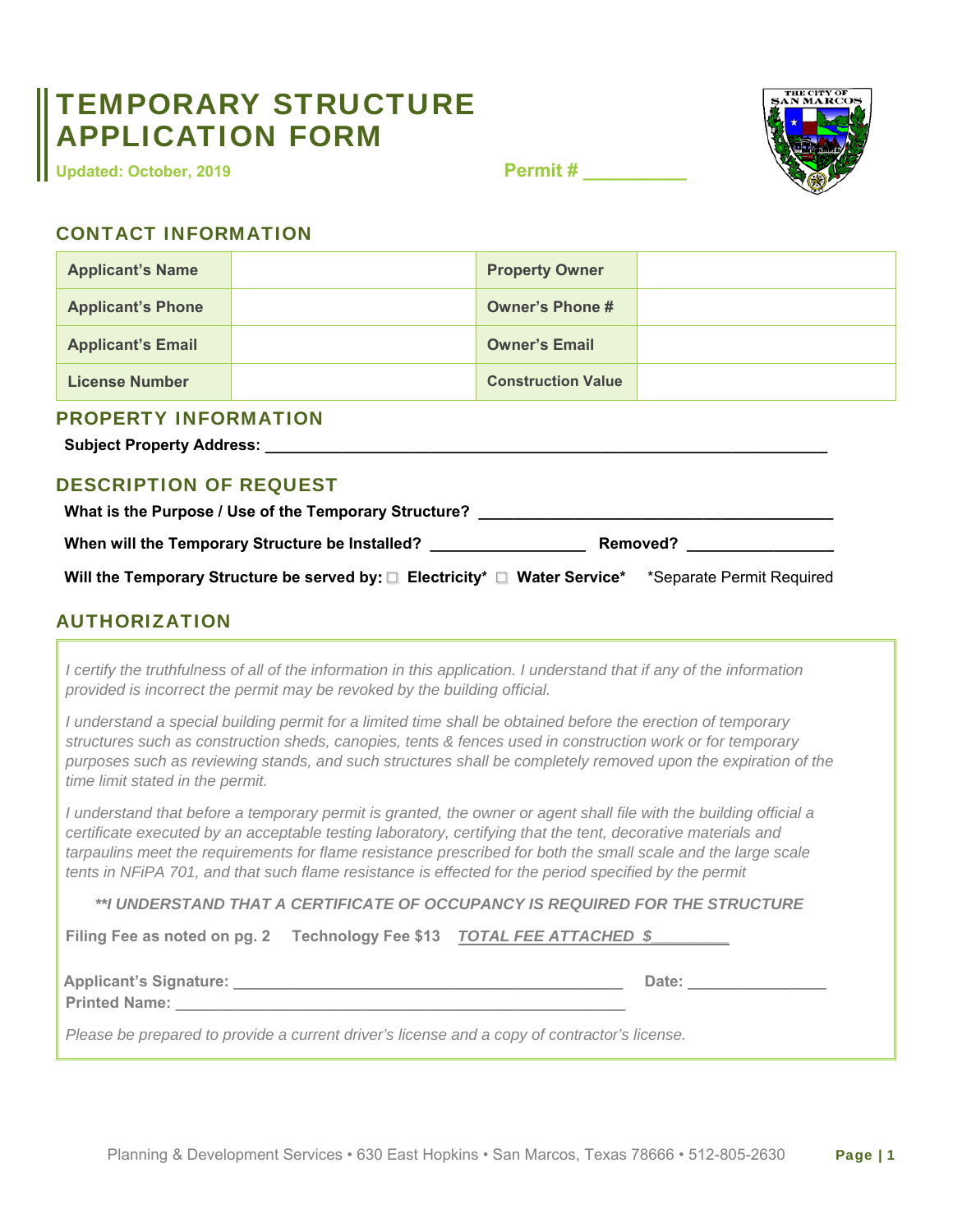// ... existing code ...
# TEMPORARY STRUCTURE APPLICATION FORM

Updated: October, 2019

**Permit # __________**

## CONTACT INFORMATION

| | | | |
|---|---|---|---|
| **Applicant's Name** | | **Property Owner** | |
| **Applicant's Phone** | | **Owner's Phone #** | |
| **Applicant's Email** | | **Owner's Email** | |
| **License Number** | | **Construction Value** | |

## PROPERTY INFORMATION

**Subject Property Address:** ______________________________________________________________________

## DESCRIPTION OF REQUEST

**What is the Purpose / Use of the Temporary Structure?** ________________________________________

**When will the Temporary Structure be Installed?** __________________ **Removed?** _________________

**Will the Temporary Structure be served by:** ☐ **Electricity*** ☐ **Water Service*** *Separate Permit Required

## AUTHORIZATION

*I certify the truthfulness of all of the information in this application. I understand that if any of the information provided is incorrect the permit may be revoked by the building official.*

*I understand a special building permit for a limited time shall be obtained before the erection of temporary structures such as construction sheds, canopies, tents & fences used in construction work or for temporary purposes such as reviewing stands, and such structures shall be completely removed upon the expiration of the time limit stated in the permit.*

*I understand that before a temporary permit is granted, the owner or agent shall file with the building official a certificate executed by an acceptable testing laboratory, certifying that the tent, decorative materials and tarpaulins meet the requirements for flame resistance prescribed for both the small scale and the large scale tents in NFiPA 701, and that such flame resistance is effected for the period specified by the permit*

***\*\*I UNDERSTAND THAT A CERTIFICATE OF OCCUPANCY IS REQUIRED FOR THE STRUCTURE***

**Filing Fee as noted on pg. 2** **Technology Fee $13** ***TOTAL FEE ATTACHED $_________***

**Applicant's Signature:** _______________________________________________ **Date:** ________________

**Printed Name:** ________________________________________________________

*Please be prepared to provide a current driver's license and a copy of contractor's license.*

Planning & Development Services • 630 East Hopkins • San Marcos, Texas 78666 • 512-805-2630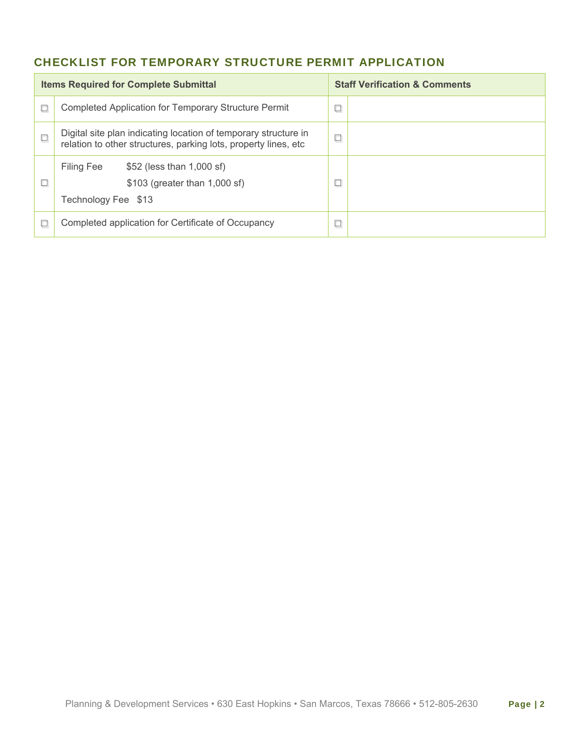## CHECKLIST FOR TEMPORARY STRUCTURE PERMIT APPLICATION

| Items Required for Complete Submittal | | Staff Verification & Comments | |
|---|---|---|---|
| ☐ | Completed Application for Temporary Structure Permit | ☐ | |
| ☐ | Digital site plan indicating location of temporary structure in relation to other structures, parking lots, property lines, etc | ☐ | |
| ☐ | Filing Fee $52 (less than 1,000 sf)<br>$103 (greater than 1,000 sf)<br>Technology Fee $13 | ☐ | |
| ☐ | Completed application for Certificate of Occupancy | ☐ | |

Planning & Development Services • 630 East Hopkins • San Marcos, Texas 78666 • 512-805-2630